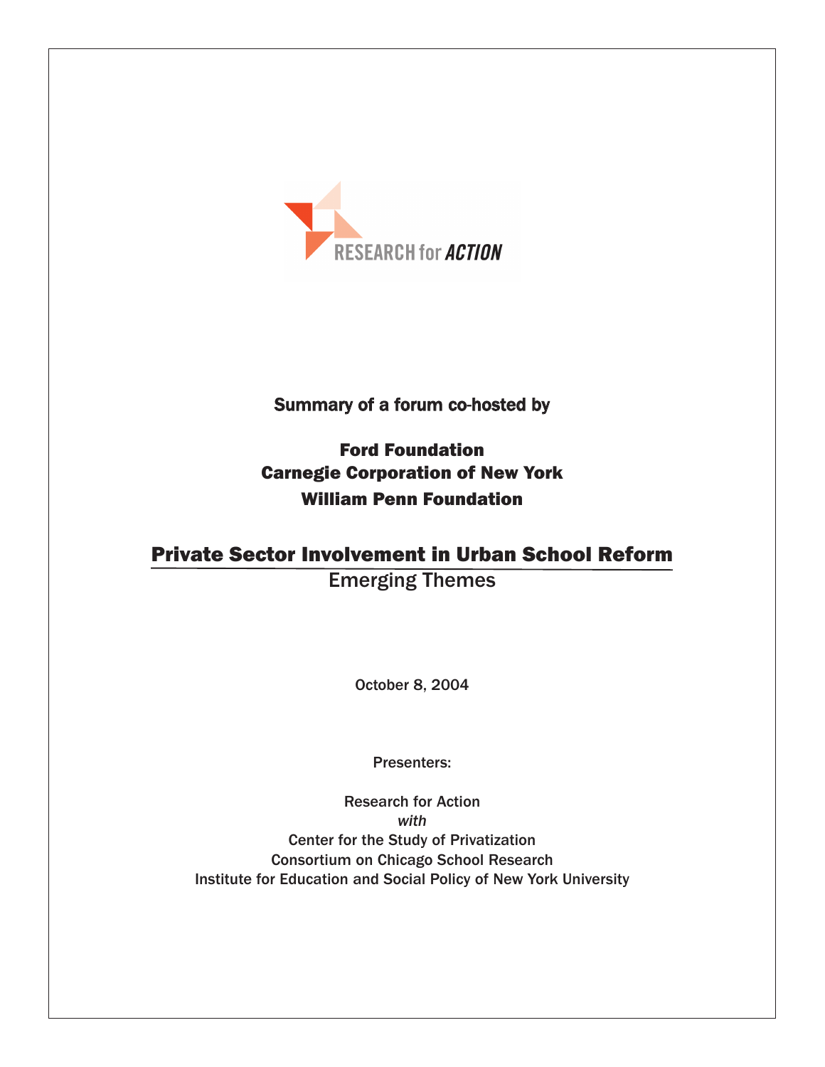RESEARCH for ACTION

**Summary of a forum co-hosted by**

**Ford Foundation**
**Carnegie Corporation of New York**
**William Penn Foundation**

# Private Sector Involvement in Urban School Reform

## Emerging Themes

October 8, 2004

Presenters:

Research for Action
*with*
Center for the Study of Privatization
Consortium on Chicago School Research
Institute for Education and Social Policy of New York University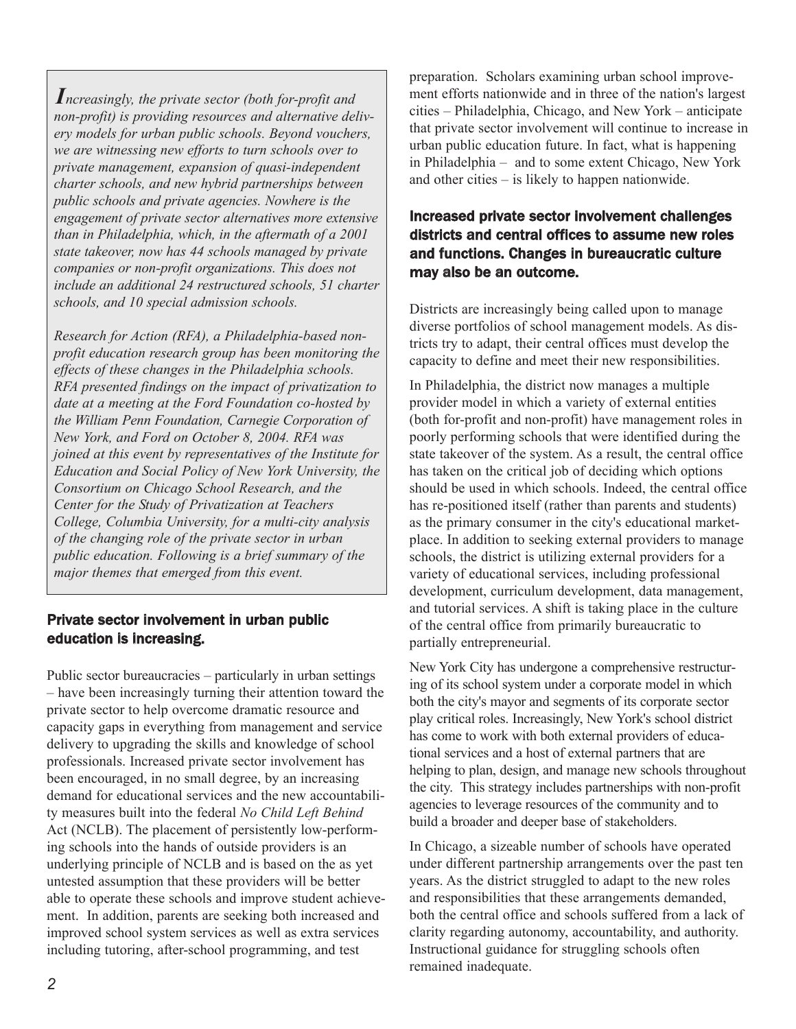*Increasingly, the private sector (both for-profit and non-profit) is providing resources and alternative delivery models for urban public schools. Beyond vouchers, we are witnessing new efforts to turn schools over to private management, expansion of quasi-independent charter schools, and new hybrid partnerships between public schools and private agencies. Nowhere is the engagement of private sector alternatives more extensive than in Philadelphia, which, in the aftermath of a 2001 state takeover, now has 44 schools managed by private companies or non-profit organizations. This does not include an additional 24 restructured schools, 51 charter schools, and 10 special admission schools.*

*Research for Action (RFA), a Philadelphia-based non-profit education research group has been monitoring the effects of these changes in the Philadelphia schools. RFA presented findings on the impact of privatization to date at a meeting at the Ford Foundation co-hosted by the William Penn Foundation, Carnegie Corporation of New York, and Ford on October 8, 2004. RFA was joined at this event by representatives of the Institute for Education and Social Policy of New York University, the Consortium on Chicago School Research, and the Center for the Study of Privatization at Teachers College, Columbia University, for a multi-city analysis of the changing role of the private sector in urban public education. Following is a brief summary of the major themes that emerged from this event.*

### Private sector involvement in urban public education is increasing.

Public sector bureaucracies – particularly in urban settings – have been increasingly turning their attention toward the private sector to help overcome dramatic resource and capacity gaps in everything from management and service delivery to upgrading the skills and knowledge of school professionals. Increased private sector involvement has been encouraged, in no small degree, by an increasing demand for educational services and the new accountability measures built into the federal *No Child Left Behind* Act (NCLB). The placement of persistently low-performing schools into the hands of outside providers is an underlying principle of NCLB and is based on the as yet untested assumption that these providers will be better able to operate these schools and improve student achievement. In addition, parents are seeking both increased and improved school system services as well as extra services including tutoring, after-school programming, and test preparation. Scholars examining urban school improvement efforts nationwide and in three of the nation's largest cities – Philadelphia, Chicago, and New York – anticipate that private sector involvement will continue to increase in urban public education future. In fact, what is happening in Philadelphia – and to some extent Chicago, New York and other cities – is likely to happen nationwide.

### Increased private sector involvement challenges districts and central offices to assume new roles and functions. Changes in bureaucratic culture may also be an outcome.

Districts are increasingly being called upon to manage diverse portfolios of school management models. As districts try to adapt, their central offices must develop the capacity to define and meet their new responsibilities.

In Philadelphia, the district now manages a multiple provider model in which a variety of external entities (both for-profit and non-profit) have management roles in poorly performing schools that were identified during the state takeover of the system. As a result, the central office has taken on the critical job of deciding which options should be used in which schools. Indeed, the central office has re-positioned itself (rather than parents and students) as the primary consumer in the city's educational marketplace. In addition to seeking external providers to manage schools, the district is utilizing external providers for a variety of educational services, including professional development, curriculum development, data management, and tutorial services. A shift is taking place in the culture of the central office from primarily bureaucratic to partially entrepreneurial.

New York City has undergone a comprehensive restructuring of its school system under a corporate model in which both the city's mayor and segments of its corporate sector play critical roles. Increasingly, New York's school district has come to work with both external providers of educational services and a host of external partners that are helping to plan, design, and manage new schools throughout the city. This strategy includes partnerships with non-profit agencies to leverage resources of the community and to build a broader and deeper base of stakeholders.

In Chicago, a sizeable number of schools have operated under different partnership arrangements over the past ten years. As the district struggled to adapt to the new roles and responsibilities that these arrangements demanded, both the central office and schools suffered from a lack of clarity regarding autonomy, accountability, and authority. Instructional guidance for struggling schools often remained inadequate.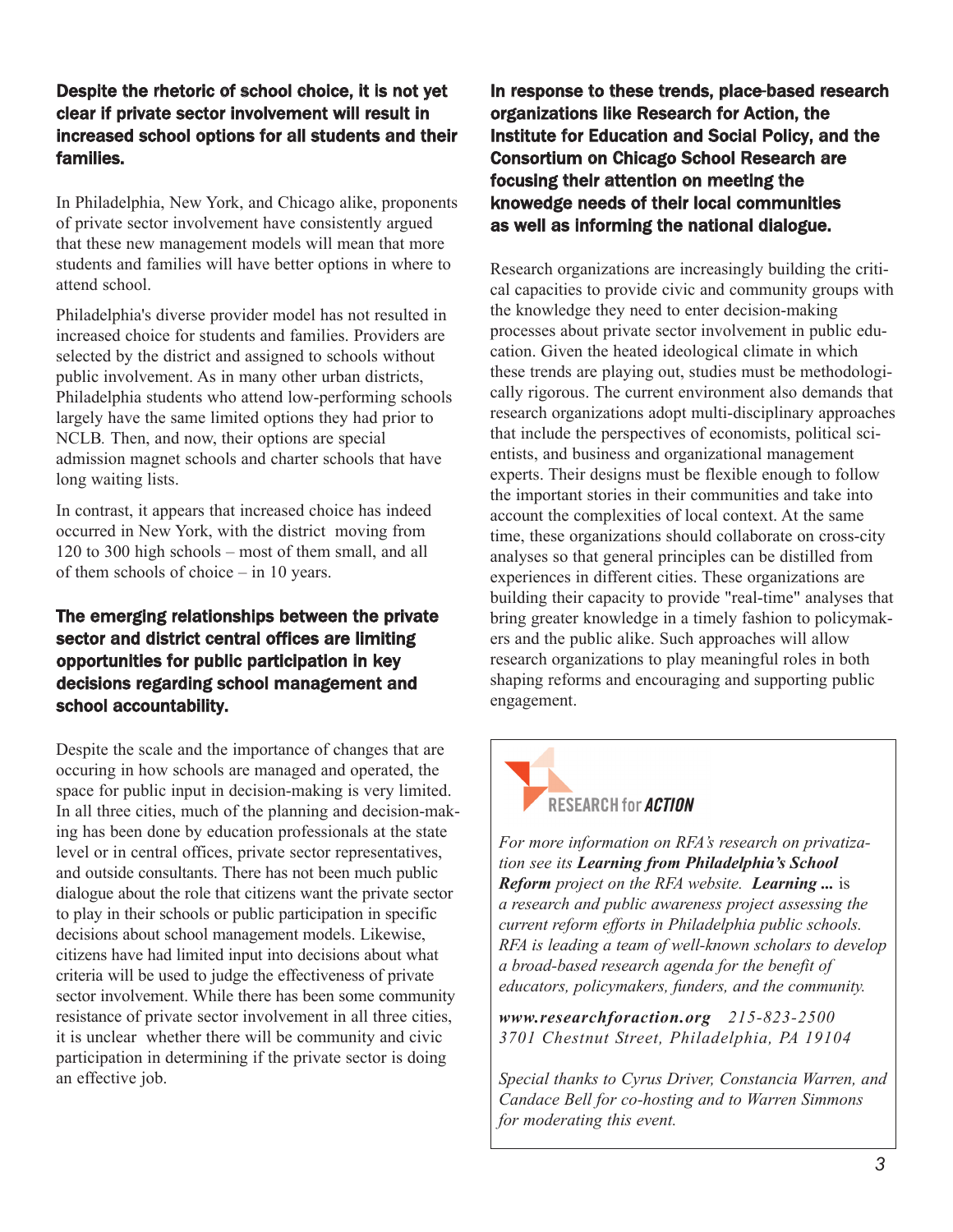### Despite the rhetoric of school choice, it is not yet clear if private sector involvement will result in increased school options for all students and their families.

In Philadelphia, New York, and Chicago alike, proponents of private sector involvement have consistently argued that these new management models will mean that more students and families will have better options in where to attend school.

Philadelphia's diverse provider model has not resulted in increased choice for students and families. Providers are selected by the district and assigned to schools without public involvement. As in many other urban districts, Philadelphia students who attend low-performing schools largely have the same limited options they had prior to NCLB*.* Then, and now, their options are special admission magnet schools and charter schools that have long waiting lists.

In contrast, it appears that increased choice has indeed occurred in New York, with the district moving from 120 to 300 high schools – most of them small, and all of them schools of choice – in 10 years.

### The emerging relationships between the private sector and district central offices are limiting opportunities for public participation in key decisions regarding school management and school accountability.

Despite the scale and the importance of changes that are occuring in how schools are managed and operated, the space for public input in decision-making is very limited. In all three cities, much of the planning and decision-making has been done by education professionals at the state level or in central offices, private sector representatives, and outside consultants. There has not been much public dialogue about the role that citizens want the private sector to play in their schools or public participation in specific decisions about school management models. Likewise, citizens have had limited input into decisions about what criteria will be used to judge the effectiveness of private sector involvement. While there has been some community resistance of private sector involvement in all three cities, it is unclear whether there will be community and civic participation in determining if the private sector is doing an effective job.

### In response to these trends, place-based research organizations like Research for Action, the Institute for Education and Social Policy, and the Consortium on Chicago School Research are focusing their attention on meeting the knowedge needs of their local communities as well as informing the national dialogue.

Research organizations are increasingly building the critical capacities to provide civic and community groups with the knowledge they need to enter decision-making processes about private sector involvement in public education. Given the heated ideological climate in which these trends are playing out, studies must be methodologically rigorous. The current environment also demands that research organizations adopt multi-disciplinary approaches that include the perspectives of economists, political scientists, and business and organizational management experts. Their designs must be flexible enough to follow the important stories in their communities and take into account the complexities of local context. At the same time, these organizations should collaborate on cross-city analyses so that general principles can be distilled from experiences in different cities. These organizations are building their capacity to provide "real-time" analyses that bring greater knowledge in a timely fashion to policymakers and the public alike. Such approaches will allow research organizations to play meaningful roles in both shaping reforms and encouraging and supporting public engagement.

RESEARCH for *ACTION*

*For more information on RFA's research on privatization see its* ***Learning from Philadelphia's School Reform*** *project on the RFA website.* ***Learning ...*** *is a research and public awareness project assessing the current reform efforts in Philadelphia public schools. RFA is leading a team of well-known scholars to develop a broad-based research agenda for the benefit of educators, policymakers, funders, and the community.*

***www.researchforaction.org*** *215-823-2500*
*3701 Chestnut Street, Philadelphia, PA 19104*

*Special thanks to Cyrus Driver, Constancia Warren, and Candace Bell for co-hosting and to Warren Simmons for moderating this event.*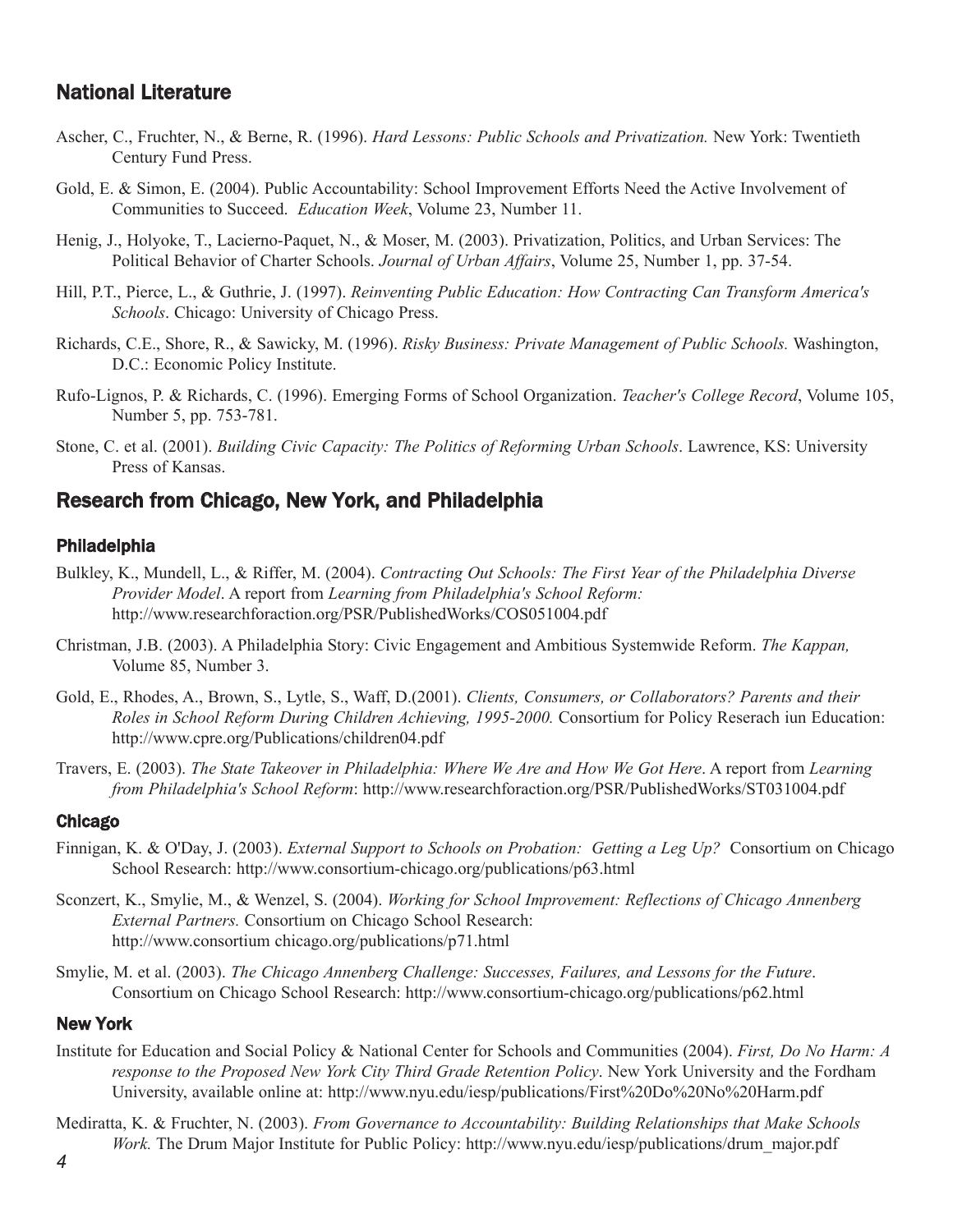## National Literature

Ascher, C., Fruchter, N., & Berne, R. (1996). *Hard Lessons: Public Schools and Privatization.* New York: Twentieth Century Fund Press.

Gold, E. & Simon, E. (2004). Public Accountability: School Improvement Efforts Need the Active Involvement of Communities to Succeed. *Education Week*, Volume 23, Number 11.

Henig, J., Holyoke, T., Lacierno-Paquet, N., & Moser, M. (2003). Privatization, Politics, and Urban Services: The Political Behavior of Charter Schools. *Journal of Urban Affairs*, Volume 25, Number 1, pp. 37-54.

Hill, P.T., Pierce, L., & Guthrie, J. (1997). *Reinventing Public Education: How Contracting Can Transform America's Schools*. Chicago: University of Chicago Press.

Richards, C.E., Shore, R., & Sawicky, M. (1996). *Risky Business: Private Management of Public Schools.* Washington, D.C.: Economic Policy Institute.

Rufo-Lignos, P. & Richards, C. (1996). Emerging Forms of School Organization. *Teacher's College Record*, Volume 105, Number 5, pp. 753-781.

Stone, C. et al. (2001). *Building Civic Capacity: The Politics of Reforming Urban Schools*. Lawrence, KS: University Press of Kansas.

## Research from Chicago, New York, and Philadelphia

### Philadelphia

Bulkley, K., Mundell, L., & Riffer, M. (2004). *Contracting Out Schools: The First Year of the Philadelphia Diverse Provider Model*. A report from *Learning from Philadelphia's School Reform:* http://www.researchforaction.org/PSR/PublishedWorks/COS051004.pdf

Christman, J.B. (2003). A Philadelphia Story: Civic Engagement and Ambitious Systemwide Reform. *The Kappan,* Volume 85, Number 3.

Gold, E., Rhodes, A., Brown, S., Lytle, S., Waff, D.(2001). *Clients, Consumers, or Collaborators? Parents and their Roles in School Reform During Children Achieving, 1995-2000.* Consortium for Policy Reserach iun Education: http://www.cpre.org/Publications/children04.pdf

Travers, E. (2003). *The State Takeover in Philadelphia: Where We Are and How We Got Here*. A report from *Learning from Philadelphia's School Reform*: http://www.researchforaction.org/PSR/PublishedWorks/ST031004.pdf

### Chicago

Finnigan, K. & O'Day, J. (2003). *External Support to Schools on Probation: Getting a Leg Up?* Consortium on Chicago School Research: http://www.consortium-chicago.org/publications/p63.html

Sconzert, K., Smylie, M., & Wenzel, S. (2004). *Working for School Improvement: Reflections of Chicago Annenberg External Partners.* Consortium on Chicago School Research: http://www.consortium chicago.org/publications/p71.html

Smylie, M. et al. (2003). *The Chicago Annenberg Challenge: Successes, Failures, and Lessons for the Future*. Consortium on Chicago School Research: http://www.consortium-chicago.org/publications/p62.html

### New York

Institute for Education and Social Policy & National Center for Schools and Communities (2004). *First, Do No Harm: A response to the Proposed New York City Third Grade Retention Policy*. New York University and the Fordham University, available online at: http://www.nyu.edu/iesp/publications/First%20Do%20No%20Harm.pdf

Mediratta, K. & Fruchter, N. (2003). *From Governance to Accountability: Building Relationships that Make Schools Work.* The Drum Major Institute for Public Policy: http://www.nyu.edu/iesp/publications/drum_major.pdf